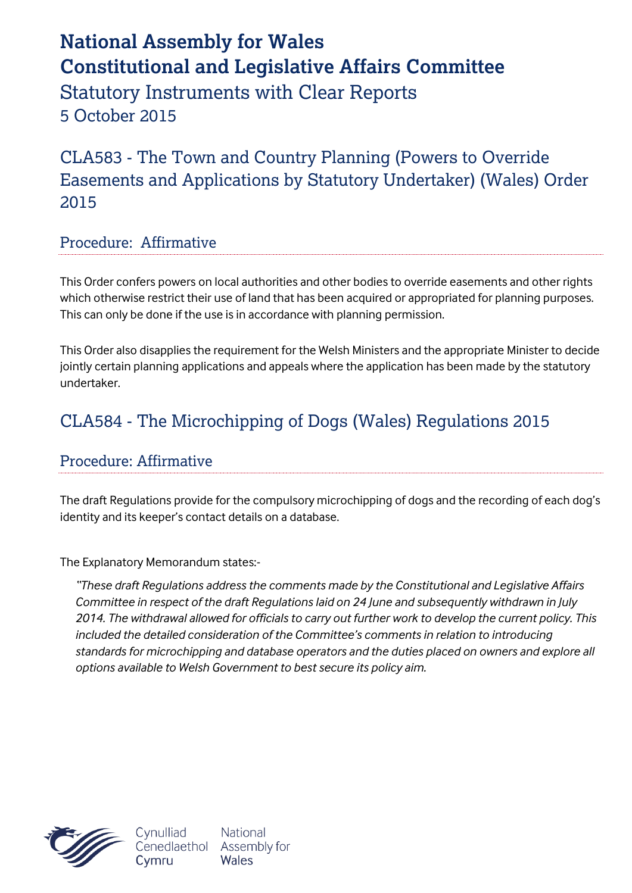# National Assembly for Wales
# Constitutional and Legislative Affairs Committee

## Statutory Instruments with Clear Reports
## 5 October 2015

## CLA583 - The Town and Country Planning (Powers to Override Easements and Applications by Statutory Undertaker) (Wales) Order 2015

### Procedure: Affirmative

This Order confers powers on local authorities and other bodies to override easements and other rights which otherwise restrict their use of land that has been acquired or appropriated for planning purposes. This can only be done if the use is in accordance with planning permission.

This Order also disapplies the requirement for the Welsh Ministers and the appropriate Minister to decide jointly certain planning applications and appeals where the application has been made by the statutory undertaker.

## CLA584 - The Microchipping of Dogs (Wales) Regulations 2015

### Procedure: Affirmative

The draft Regulations provide for the compulsory microchipping of dogs and the recording of each dog's identity and its keeper's contact details on a database.

The Explanatory Memorandum states:-

> *"These draft Regulations address the comments made by the Constitutional and Legislative Affairs Committee in respect of the draft Regulations laid on 24 June and subsequently withdrawn in July 2014. The withdrawal allowed for officials to carry out further work to develop the current policy. This included the detailed consideration of the Committee's comments in relation to introducing standards for microchipping and database operators and the duties placed on owners and explore all options available to Welsh Government to best secure its policy aim.*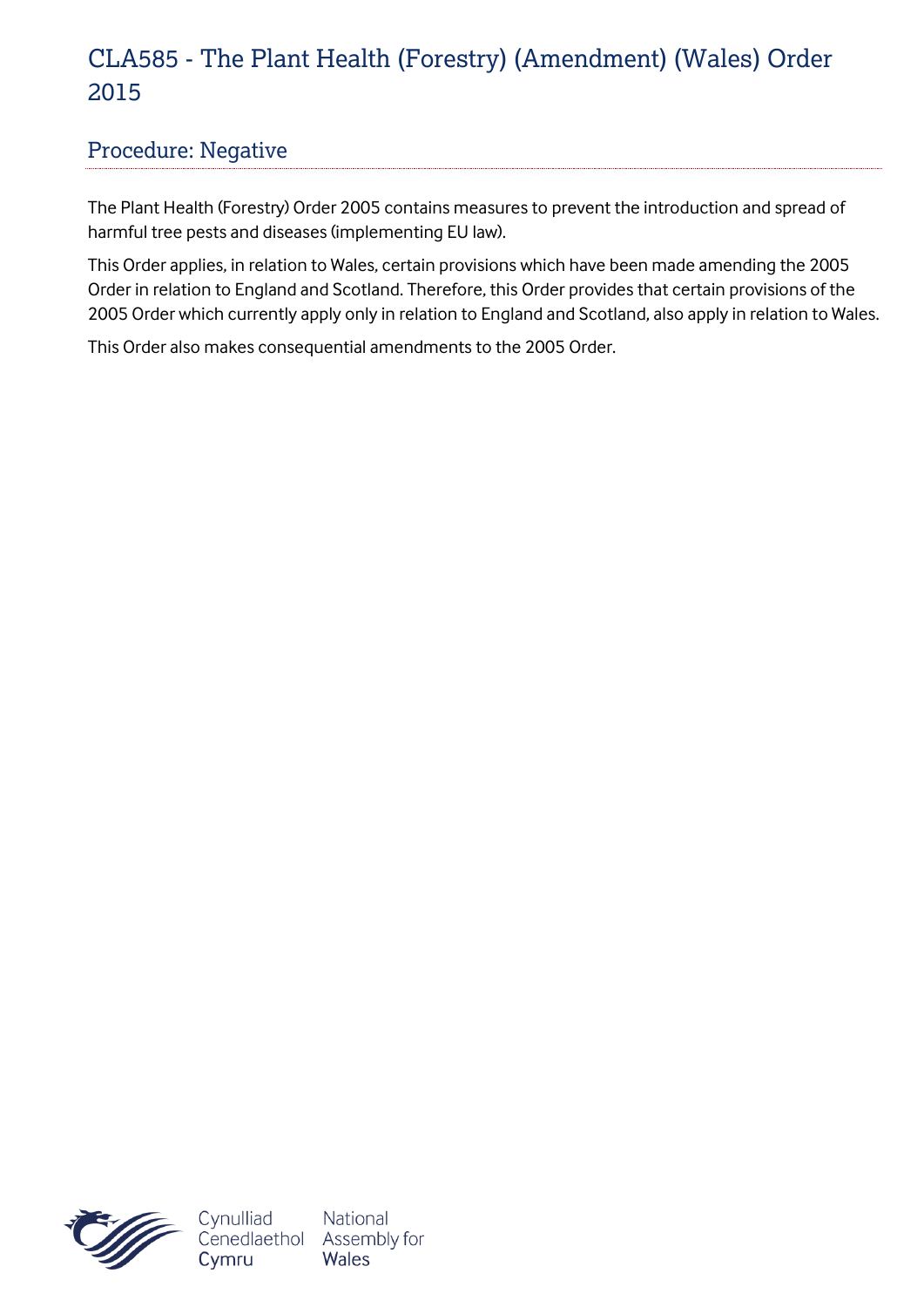# CLA585 - The Plant Health (Forestry) (Amendment) (Wales) Order 2015

## Procedure: Negative

The Plant Health (Forestry) Order 2005 contains measures to prevent the introduction and spread of harmful tree pests and diseases (implementing EU law).

This Order applies, in relation to Wales, certain provisions which have been made amending the 2005 Order in relation to England and Scotland. Therefore, this Order provides that certain provisions of the 2005 Order which currently apply only in relation to England and Scotland, also apply in relation to Wales.

This Order also makes consequential amendments to the 2005 Order.